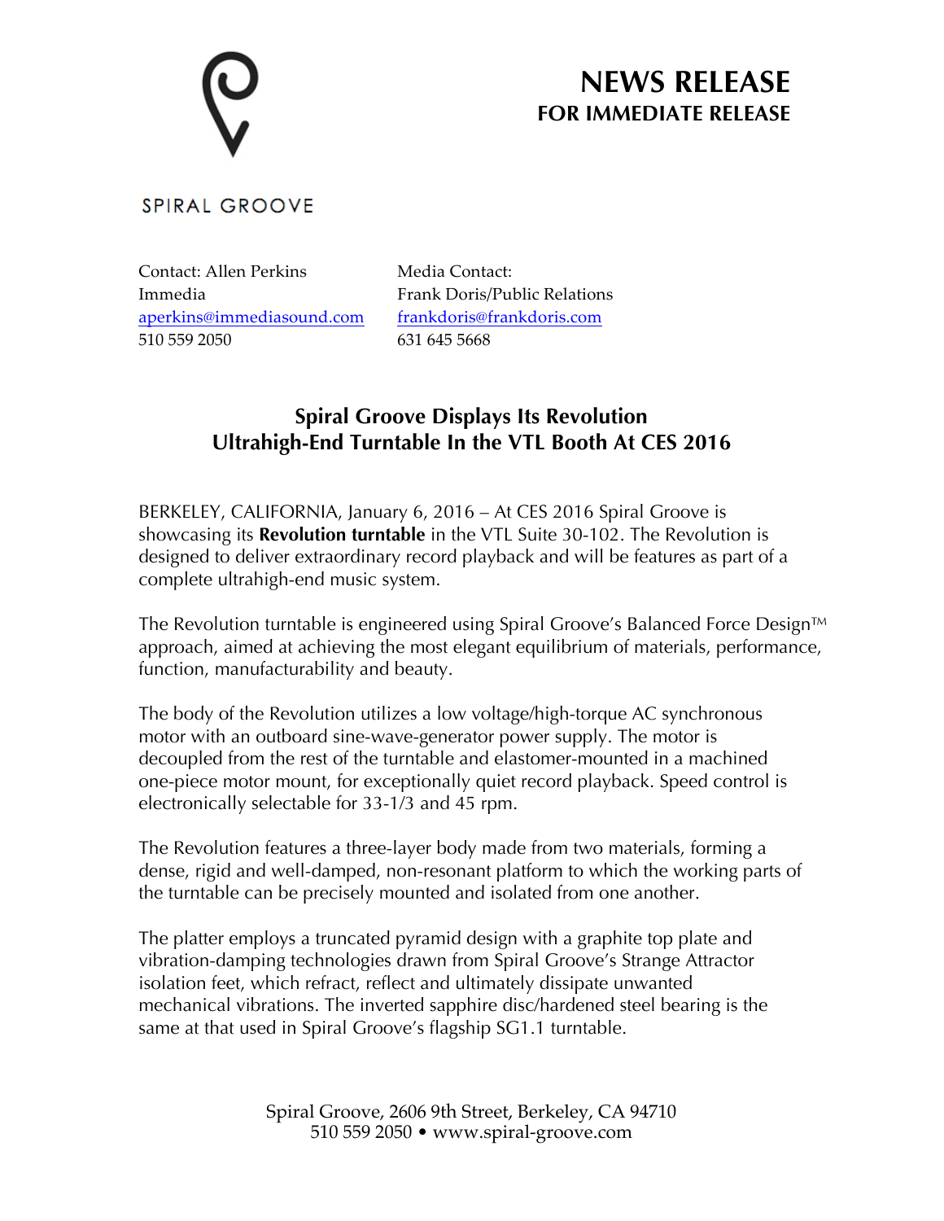SPIRAL GROOVE

# NEWS RELEASE
## FOR IMMEDIATE RELEASE

Contact: Allen Perkins
Immedia
aperkins@immediasound.com
510 559 2050

Media Contact:
Frank Doris/Public Relations
frankdoris@frankdoris.com
631 645 5668

## Spiral Groove Displays Its Revolution Ultrahigh-End Turntable In the VTL Booth At CES 2016

BERKELEY, CALIFORNIA, January 6, 2016 – At CES 2016 Spiral Groove is showcasing its **Revolution turntable** in the VTL Suite 30-102. The Revolution is designed to deliver extraordinary record playback and will be features as part of a complete ultrahigh-end music system.

The Revolution turntable is engineered using Spiral Groove's Balanced Force Design™ approach, aimed at achieving the most elegant equilibrium of materials, performance, function, manufacturability and beauty.

The body of the Revolution utilizes a low voltage/high-torque AC synchronous motor with an outboard sine-wave-generator power supply. The motor is decoupled from the rest of the turntable and elastomer-mounted in a machined one-piece motor mount, for exceptionally quiet record playback. Speed control is electronically selectable for 33-1/3 and 45 rpm.

The Revolution features a three-layer body made from two materials, forming a dense, rigid and well-damped, non-resonant platform to which the working parts of the turntable can be precisely mounted and isolated from one another.

The platter employs a truncated pyramid design with a graphite top plate and vibration-damping technologies drawn from Spiral Groove's Strange Attractor isolation feet, which refract, reflect and ultimately dissipate unwanted mechanical vibrations. The inverted sapphire disc/hardened steel bearing is the same at that used in Spiral Groove's flagship SG1.1 turntable.

Spiral Groove, 2606 9th Street, Berkeley, CA 94710
510 559 2050 • www.spiral-groove.com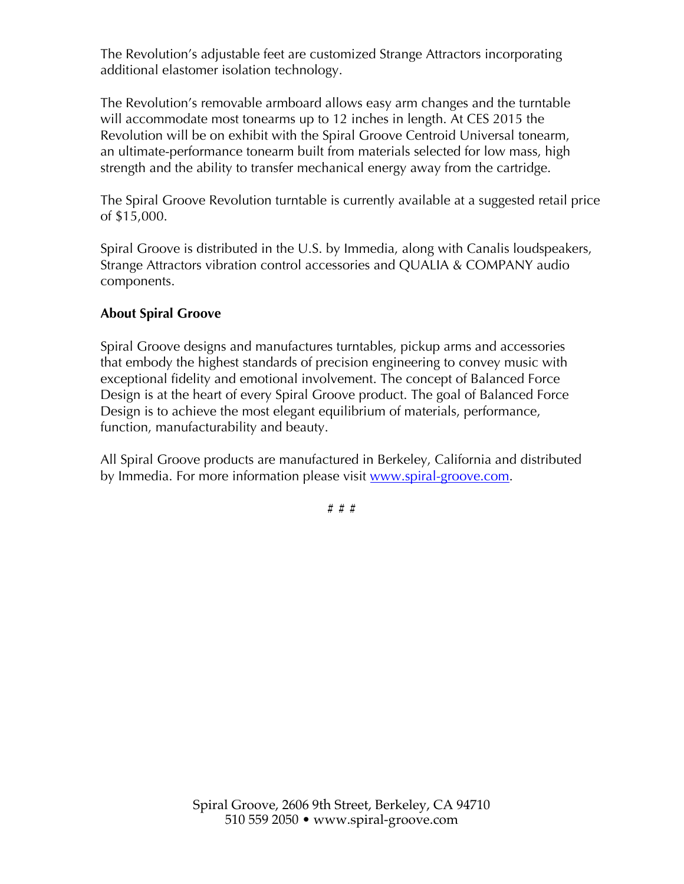The Revolution's adjustable feet are customized Strange Attractors incorporating additional elastomer isolation technology.

The Revolution's removable armboard allows easy arm changes and the turntable will accommodate most tonearms up to 12 inches in length. At CES 2015 the Revolution will be on exhibit with the Spiral Groove Centroid Universal tonearm, an ultimate-performance tonearm built from materials selected for low mass, high strength and the ability to transfer mechanical energy away from the cartridge.

The Spiral Groove Revolution turntable is currently available at a suggested retail price of $15,000.

Spiral Groove is distributed in the U.S. by Immedia, along with Canalis loudspeakers, Strange Attractors vibration control accessories and QUALIA & COMPANY audio components.

**About Spiral Groove**

Spiral Groove designs and manufactures turntables, pickup arms and accessories that embody the highest standards of precision engineering to convey music with exceptional fidelity and emotional involvement. The concept of Balanced Force Design is at the heart of every Spiral Groove product. The goal of Balanced Force Design is to achieve the most elegant equilibrium of materials, performance, function, manufacturability and beauty.

All Spiral Groove products are manufactured in Berkeley, California and distributed by Immedia. For more information please visit www.spiral-groove.com.

# # #

Spiral Groove, 2606 9th Street, Berkeley, CA 94710
510 559 2050 • www.spiral-groove.com